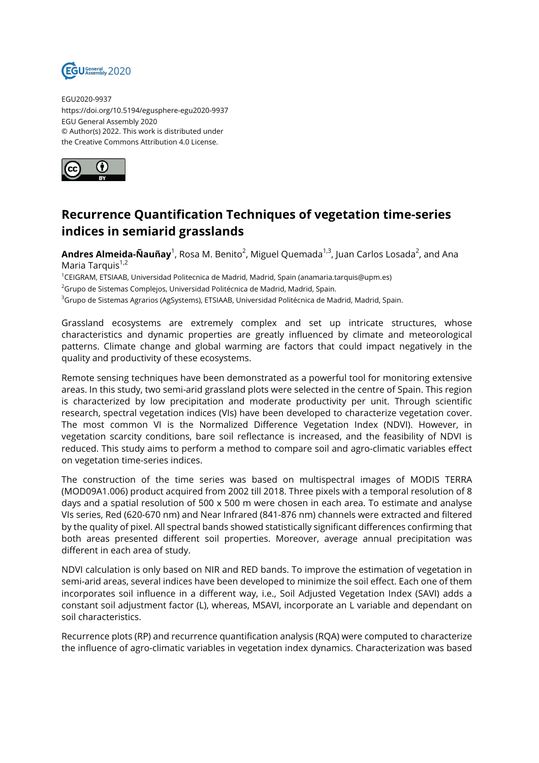EGU2020-9937
https://doi.org/10.5194/egusphere-egu2020-9937
EGU General Assembly 2020
© Author(s) 2022. This work is distributed under
the Creative Commons Attribution 4.0 License.

# Recurrence Quantification Techniques of vegetation time-series indices in semiarid grasslands

**Andres Almeida-Ñauñay**[1], Rosa M. Benito[2], Miguel Quemada[1,3], Juan Carlos Losada[2], and Ana Maria Tarquis[1,2]

[1]CEIGRAM, ETSIAAB, Universidad Politecnica de Madrid, Madrid, Spain (anamaria.tarquis@upm.es)
[2]Grupo de Sistemas Complejos, Universidad Politécnica de Madrid, Madrid, Spain.
[3]Grupo de Sistemas Agrarios (AgSystems), ETSIAAB, Universidad Politécnica de Madrid, Madrid, Spain.

Grassland ecosystems are extremely complex and set up intricate structures, whose characteristics and dynamic properties are greatly influenced by climate and meteorological patterns. Climate change and global warming are factors that could impact negatively in the quality and productivity of these ecosystems.

Remote sensing techniques have been demonstrated as a powerful tool for monitoring extensive areas. In this study, two semi-arid grassland plots were selected in the centre of Spain. This region is characterized by low precipitation and moderate productivity per unit. Through scientific research, spectral vegetation indices (VIs) have been developed to characterize vegetation cover. The most common VI is the Normalized Difference Vegetation Index (NDVI). However, in vegetation scarcity conditions, bare soil reflectance is increased, and the feasibility of NDVI is reduced. This study aims to perform a method to compare soil and agro-climatic variables effect on vegetation time-series indices.

The construction of the time series was based on multispectral images of MODIS TERRA (MOD09A1.006) product acquired from 2002 till 2018. Three pixels with a temporal resolution of 8 days and a spatial resolution of 500 x 500 m were chosen in each area. To estimate and analyse VIs series, Red (620-670 nm) and Near Infrared (841-876 nm) channels were extracted and filtered by the quality of pixel. All spectral bands showed statistically significant differences confirming that both areas presented different soil properties. Moreover, average annual precipitation was different in each area of study.

NDVI calculation is only based on NIR and RED bands. To improve the estimation of vegetation in semi-arid areas, several indices have been developed to minimize the soil effect. Each one of them incorporates soil influence in a different way, i.e., Soil Adjusted Vegetation Index (SAVI) adds a constant soil adjustment factor (L), whereas, MSAVI, incorporate an L variable and dependant on soil characteristics.

Recurrence plots (RP) and recurrence quantification analysis (RQA) were computed to characterize the influence of agro-climatic variables in vegetation index dynamics. Characterization was based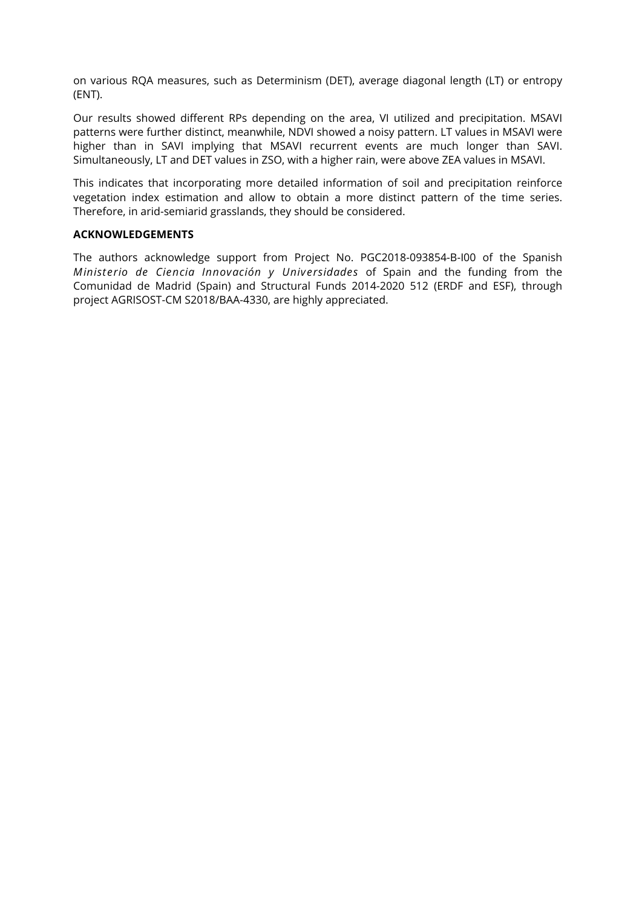on various RQA measures, such as Determinism (DET), average diagonal length (LT) or entropy (ENT).

Our results showed different RPs depending on the area, VI utilized and precipitation. MSAVI patterns were further distinct, meanwhile, NDVI showed a noisy pattern. LT values in MSAVI were higher than in SAVI implying that MSAVI recurrent events are much longer than SAVI. Simultaneously, LT and DET values in ZSO, with a higher rain, were above ZEA values in MSAVI.

This indicates that incorporating more detailed information of soil and precipitation reinforce vegetation index estimation and allow to obtain a more distinct pattern of the time series. Therefore, in arid-semiarid grasslands, they should be considered.

**ACKNOWLEDGEMENTS**

The authors acknowledge support from Project No. PGC2018-093854-B-I00 of the Spanish *Ministerio de Ciencia Innovación y Universidades* of Spain and the funding from the Comunidad de Madrid (Spain) and Structural Funds 2014-2020 512 (ERDF and ESF), through project AGRISOST-CM S2018/BAA-4330, are highly appreciated.